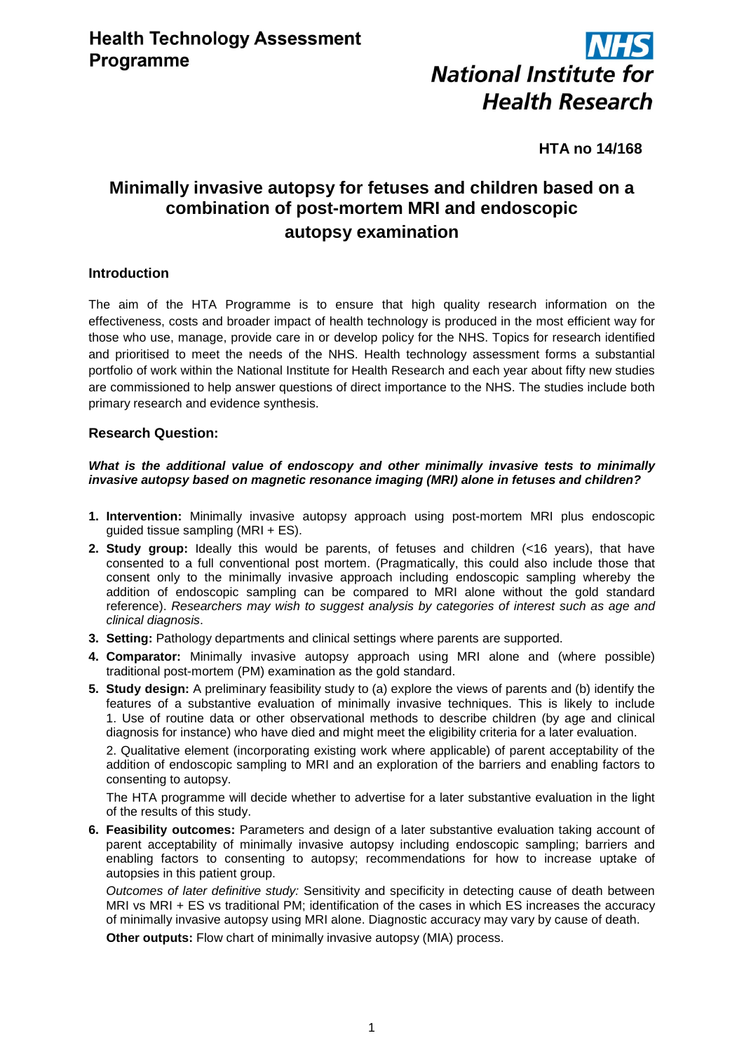**Health Technology Assessment Programme**

**NHS National Institute for Health Research**

**HTA no 14/168**

# Minimally invasive autopsy for fetuses and children based on a combination of post-mortem MRI and endoscopic autopsy examination

## Introduction

The aim of the HTA Programme is to ensure that high quality research information on the effectiveness, costs and broader impact of health technology is produced in the most efficient way for those who use, manage, provide care in or develop policy for the NHS. Topics for research identified and prioritised to meet the needs of the NHS. Health technology assessment forms a substantial portfolio of work within the National Institute for Health Research and each year about fifty new studies are commissioned to help answer questions of direct importance to the NHS. The studies include both primary research and evidence synthesis.

## Research Question:

***What is the additional value of endoscopy and other minimally invasive tests to minimally invasive autopsy based on magnetic resonance imaging (MRI) alone in fetuses and children?***

1. **Intervention:** Minimally invasive autopsy approach using post-mortem MRI plus endoscopic guided tissue sampling (MRI + ES).
2. **Study group:** Ideally this would be parents, of fetuses and children (<16 years), that have consented to a full conventional post mortem. (Pragmatically, this could also include those that consent only to the minimally invasive approach including endoscopic sampling whereby the addition of endoscopic sampling can be compared to MRI alone without the gold standard reference). *Researchers may wish to suggest analysis by categories of interest such as age and clinical diagnosis*.
3. **Setting:** Pathology departments and clinical settings where parents are supported.
4. **Comparator:** Minimally invasive autopsy approach using MRI alone and (where possible) traditional post-mortem (PM) examination as the gold standard.
5. **Study design:** A preliminary feasibility study to (a) explore the views of parents and (b) identify the features of a substantive evaluation of minimally invasive techniques. This is likely to include 1. Use of routine data or other observational methods to describe children (by age and clinical diagnosis for instance) who have died and might meet the eligibility criteria for a later evaluation.

   2. Qualitative element (incorporating existing work where applicable) of parent acceptability of the addition of endoscopic sampling to MRI and an exploration of the barriers and enabling factors to consenting to autopsy.

   The HTA programme will decide whether to advertise for a later substantive evaluation in the light of the results of this study.
6. **Feasibility outcomes:** Parameters and design of a later substantive evaluation taking account of parent acceptability of minimally invasive autopsy including endoscopic sampling; barriers and enabling factors to consenting to autopsy; recommendations for how to increase uptake of autopsies in this patient group.

   *Outcomes of later definitive study:* Sensitivity and specificity in detecting cause of death between MRI vs MRI + ES vs traditional PM; identification of the cases in which ES increases the accuracy of minimally invasive autopsy using MRI alone. Diagnostic accuracy may vary by cause of death.

   **Other outputs:** Flow chart of minimally invasive autopsy (MIA) process.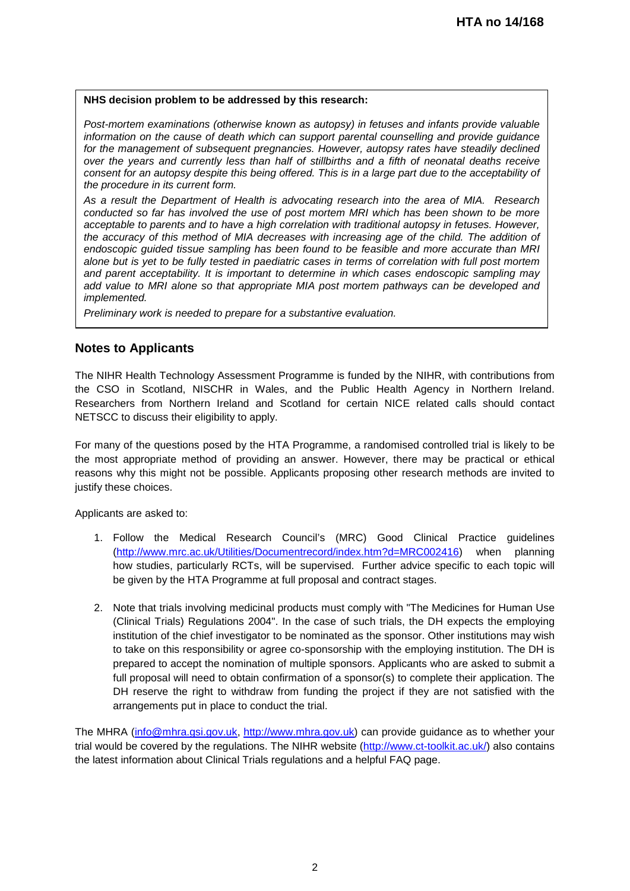**NHS decision problem to be addressed by this research:**

*Post-mortem examinations (otherwise known as autopsy) in fetuses and infants provide valuable information on the cause of death which can support parental counselling and provide guidance for the management of subsequent pregnancies. However, autopsy rates have steadily declined over the years and currently less than half of stillbirths and a fifth of neonatal deaths receive consent for an autopsy despite this being offered. This is in a large part due to the acceptability of the procedure in its current form.*

*As a result the Department of Health is advocating research into the area of MIA. Research conducted so far has involved the use of post mortem MRI which has been shown to be more acceptable to parents and to have a high correlation with traditional autopsy in fetuses. However, the accuracy of this method of MIA decreases with increasing age of the child. The addition of endoscopic guided tissue sampling has been found to be feasible and more accurate than MRI alone but is yet to be fully tested in paediatric cases in terms of correlation with full post mortem and parent acceptability. It is important to determine in which cases endoscopic sampling may add value to MRI alone so that appropriate MIA post mortem pathways can be developed and implemented.*

*Preliminary work is needed to prepare for a substantive evaluation.*

## Notes to Applicants

The NIHR Health Technology Assessment Programme is funded by the NIHR, with contributions from the CSO in Scotland, NISCHR in Wales, and the Public Health Agency in Northern Ireland. Researchers from Northern Ireland and Scotland for certain NICE related calls should contact NETSCC to discuss their eligibility to apply.

For many of the questions posed by the HTA Programme, a randomised controlled trial is likely to be the most appropriate method of providing an answer. However, there may be practical or ethical reasons why this might not be possible. Applicants proposing other research methods are invited to justify these choices.

Applicants are asked to:

1. Follow the Medical Research Council's (MRC) Good Clinical Practice guidelines (http://www.mrc.ac.uk/Utilities/Documentrecord/index.htm?d=MRC002416) when planning how studies, particularly RCTs, will be supervised. Further advice specific to each topic will be given by the HTA Programme at full proposal and contract stages.

2. Note that trials involving medicinal products must comply with "The Medicines for Human Use (Clinical Trials) Regulations 2004". In the case of such trials, the DH expects the employing institution of the chief investigator to be nominated as the sponsor. Other institutions may wish to take on this responsibility or agree co-sponsorship with the employing institution. The DH is prepared to accept the nomination of multiple sponsors. Applicants who are asked to submit a full proposal will need to obtain confirmation of a sponsor(s) to complete their application. The DH reserve the right to withdraw from funding the project if they are not satisfied with the arrangements put in place to conduct the trial.

The MHRA (info@mhra.gsi.gov.uk, http://www.mhra.gov.uk) can provide guidance as to whether your trial would be covered by the regulations. The NIHR website (http://www.ct-toolkit.ac.uk/) also contains the latest information about Clinical Trials regulations and a helpful FAQ page.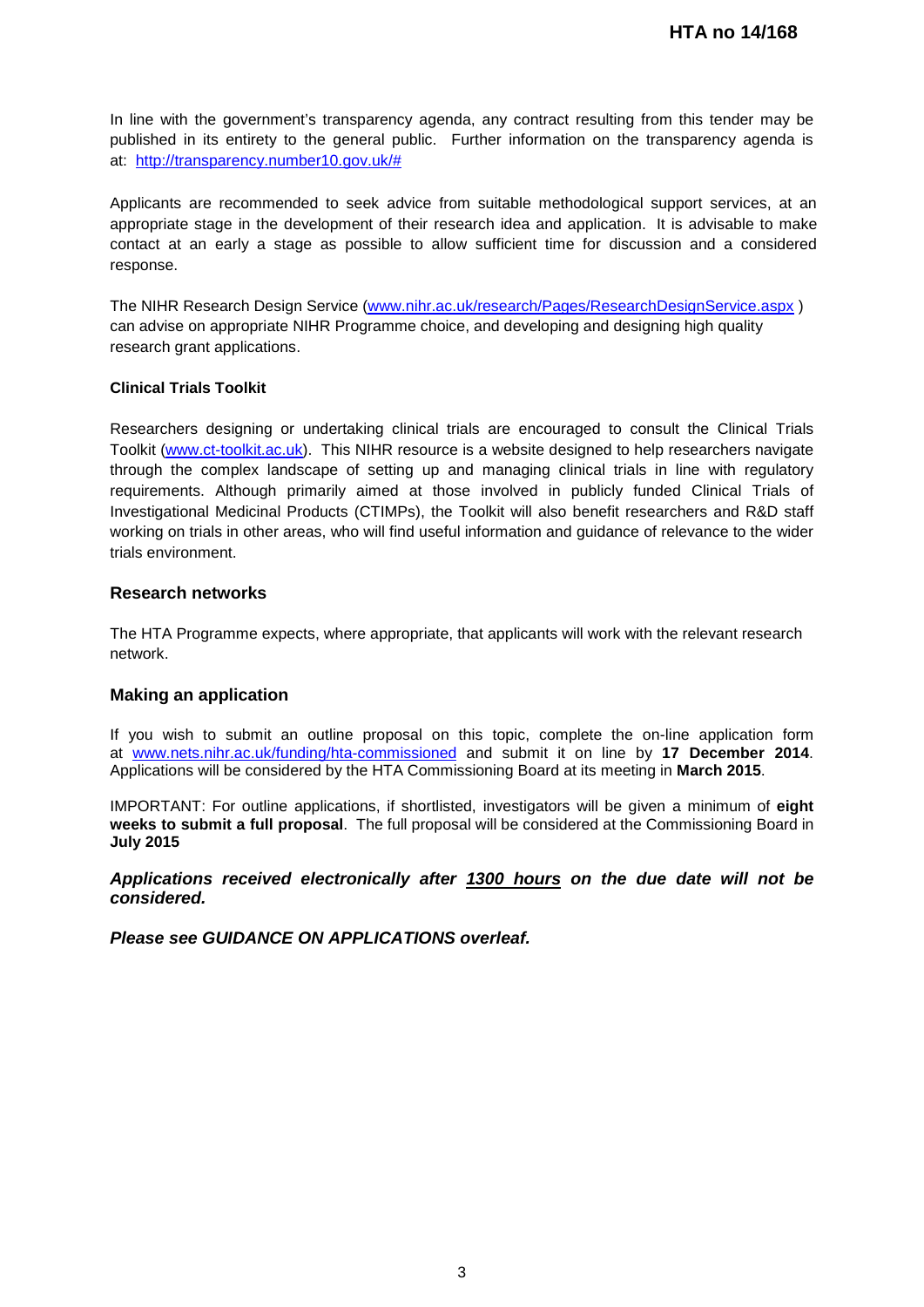In line with the government's transparency agenda, any contract resulting from this tender may be published in its entirety to the general public. Further information on the transparency agenda is at: [http://transparency.number10.gov.uk/#](http://transparency.number10.gov.uk/#)

Applicants are recommended to seek advice from suitable methodological support services, at an appropriate stage in the development of their research idea and application. It is advisable to make contact at an early a stage as possible to allow sufficient time for discussion and a considered response.

The NIHR Research Design Service ([www.nihr.ac.uk/research/Pages/ResearchDesignService.aspx](www.nihr.ac.uk/research/Pages/ResearchDesignService.aspx) ) can advise on appropriate NIHR Programme choice, and developing and designing high quality research grant applications.

**Clinical Trials Toolkit**

Researchers designing or undertaking clinical trials are encouraged to consult the Clinical Trials Toolkit ([www.ct-toolkit.ac.uk](www.ct-toolkit.ac.uk)). This NIHR resource is a website designed to help researchers navigate through the complex landscape of setting up and managing clinical trials in line with regulatory requirements. Although primarily aimed at those involved in publicly funded Clinical Trials of Investigational Medicinal Products (CTIMPs), the Toolkit will also benefit researchers and R&D staff working on trials in other areas, who will find useful information and guidance of relevance to the wider trials environment.

## Research networks

The HTA Programme expects, where appropriate, that applicants will work with the relevant research network.

## Making an application

If you wish to submit an outline proposal on this topic, complete the on-line application form at [www.nets.nihr.ac.uk/funding/hta-commissioned](www.nets.nihr.ac.uk/funding/hta-commissioned) and submit it on line by **17 December 2014**. Applications will be considered by the HTA Commissioning Board at its meeting in **March 2015**.

IMPORTANT: For outline applications, if shortlisted, investigators will be given a minimum of **eight weeks to submit a full proposal**. The full proposal will be considered at the Commissioning Board in **July 2015**

***Applications received electronically after 1300 hours on the due date will not be considered.***

***Please see GUIDANCE ON APPLICATIONS overleaf.***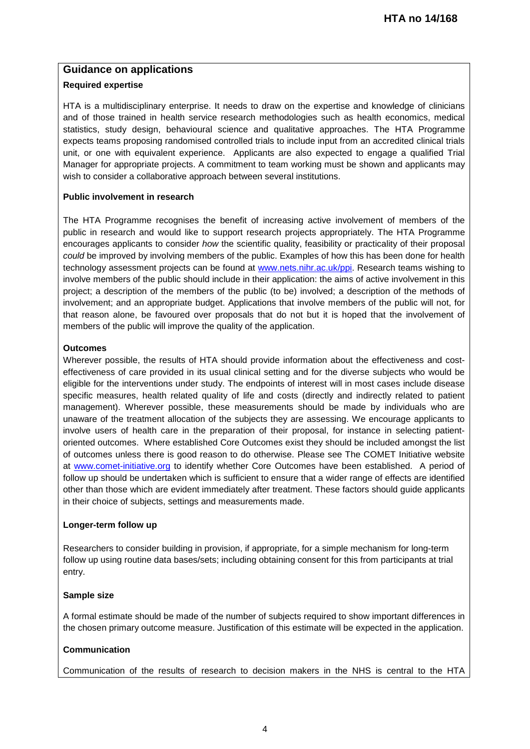## Guidance on applications

### Required expertise

HTA is a multidisciplinary enterprise. It needs to draw on the expertise and knowledge of clinicians and of those trained in health service research methodologies such as health economics, medical statistics, study design, behavioural science and qualitative approaches. The HTA Programme expects teams proposing randomised controlled trials to include input from an accredited clinical trials unit, or one with equivalent experience. Applicants are also expected to engage a qualified Trial Manager for appropriate projects. A commitment to team working must be shown and applicants may wish to consider a collaborative approach between several institutions.

### Public involvement in research

The HTA Programme recognises the benefit of increasing active involvement of members of the public in research and would like to support research projects appropriately. The HTA Programme encourages applicants to consider *how* the scientific quality, feasibility or practicality of their proposal *could* be improved by involving members of the public. Examples of how this has been done for health technology assessment projects can be found at [www.nets.nihr.ac.uk/ppi](http://www.nets.nihr.ac.uk/ppi). Research teams wishing to involve members of the public should include in their application: the aims of active involvement in this project; a description of the members of the public (to be) involved; a description of the methods of involvement; and an appropriate budget. Applications that involve members of the public will not, for that reason alone, be favoured over proposals that do not but it is hoped that the involvement of members of the public will improve the quality of the application.

### Outcomes

Wherever possible, the results of HTA should provide information about the effectiveness and cost-effectiveness of care provided in its usual clinical setting and for the diverse subjects who would be eligible for the interventions under study. The endpoints of interest will in most cases include disease specific measures, health related quality of life and costs (directly and indirectly related to patient management). Wherever possible, these measurements should be made by individuals who are unaware of the treatment allocation of the subjects they are assessing. We encourage applicants to involve users of health care in the preparation of their proposal, for instance in selecting patient-oriented outcomes. Where established Core Outcomes exist they should be included amongst the list of outcomes unless there is good reason to do otherwise. Please see The COMET Initiative website at [www.comet-initiative.org](http://www.comet-initiative.org) to identify whether Core Outcomes have been established. A period of follow up should be undertaken which is sufficient to ensure that a wider range of effects are identified other than those which are evident immediately after treatment. These factors should guide applicants in their choice of subjects, settings and measurements made.

### Longer-term follow up

Researchers to consider building in provision, if appropriate, for a simple mechanism for long-term follow up using routine data bases/sets; including obtaining consent for this from participants at trial entry.

### Sample size

A formal estimate should be made of the number of subjects required to show important differences in the chosen primary outcome measure. Justification of this estimate will be expected in the application.

### Communication

Communication of the results of research to decision makers in the NHS is central to the HTA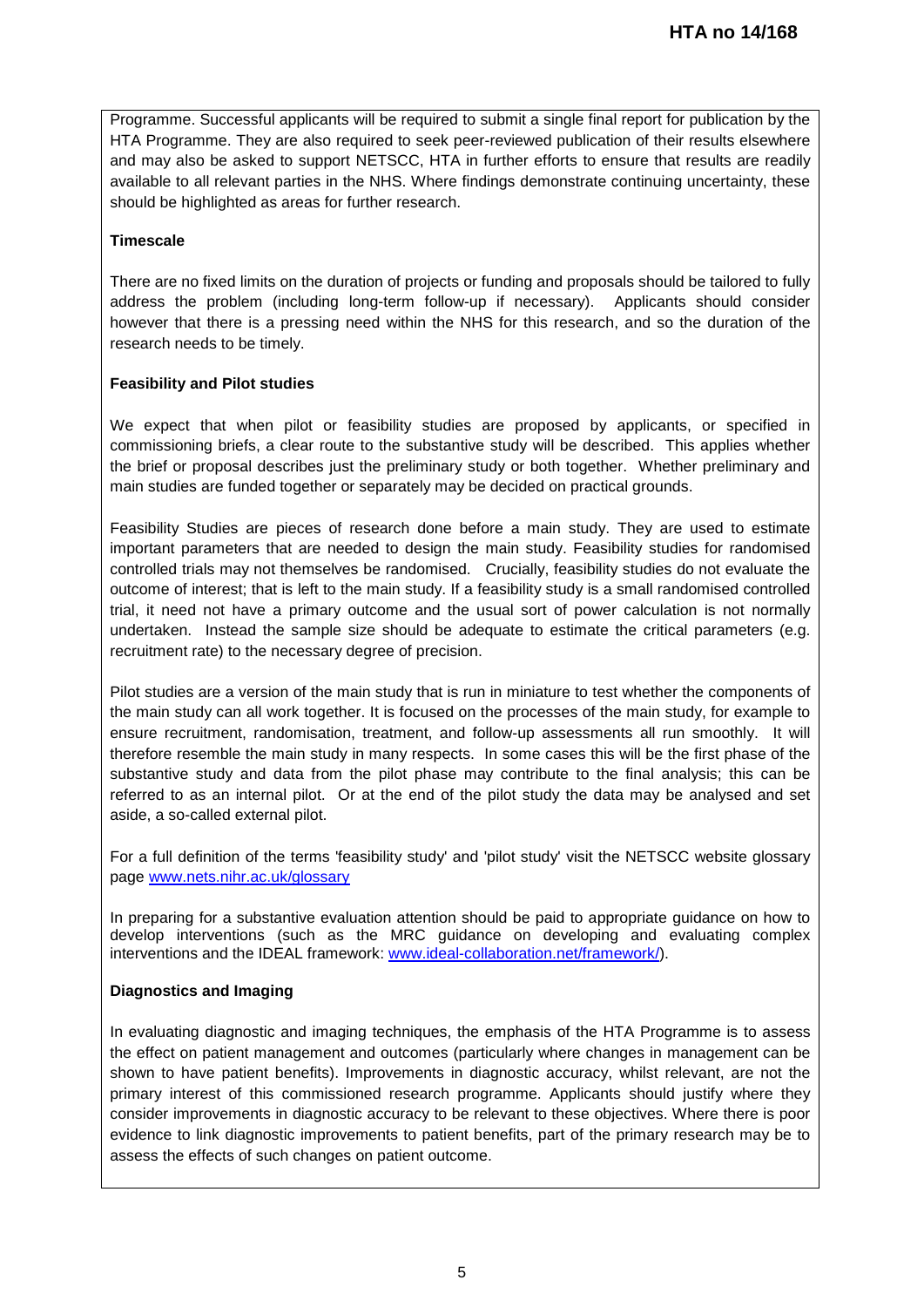Programme. Successful applicants will be required to submit a single final report for publication by the HTA Programme. They are also required to seek peer-reviewed publication of their results elsewhere and may also be asked to support NETSCC, HTA in further efforts to ensure that results are readily available to all relevant parties in the NHS. Where findings demonstrate continuing uncertainty, these should be highlighted as areas for further research.

**Timescale**

There are no fixed limits on the duration of projects or funding and proposals should be tailored to fully address the problem (including long-term follow-up if necessary). Applicants should consider however that there is a pressing need within the NHS for this research, and so the duration of the research needs to be timely.

**Feasibility and Pilot studies**

We expect that when pilot or feasibility studies are proposed by applicants, or specified in commissioning briefs, a clear route to the substantive study will be described. This applies whether the brief or proposal describes just the preliminary study or both together. Whether preliminary and main studies are funded together or separately may be decided on practical grounds.

Feasibility Studies are pieces of research done before a main study. They are used to estimate important parameters that are needed to design the main study. Feasibility studies for randomised controlled trials may not themselves be randomised. Crucially, feasibility studies do not evaluate the outcome of interest; that is left to the main study. If a feasibility study is a small randomised controlled trial, it need not have a primary outcome and the usual sort of power calculation is not normally undertaken. Instead the sample size should be adequate to estimate the critical parameters (e.g. recruitment rate) to the necessary degree of precision.

Pilot studies are a version of the main study that is run in miniature to test whether the components of the main study can all work together. It is focused on the processes of the main study, for example to ensure recruitment, randomisation, treatment, and follow-up assessments all run smoothly. It will therefore resemble the main study in many respects. In some cases this will be the first phase of the substantive study and data from the pilot phase may contribute to the final analysis; this can be referred to as an internal pilot. Or at the end of the pilot study the data may be analysed and set aside, a so-called external pilot.

For a full definition of the terms 'feasibility study' and 'pilot study' visit the NETSCC website glossary page [www.nets.nihr.ac.uk/glossary](www.nets.nihr.ac.uk/glossary)

In preparing for a substantive evaluation attention should be paid to appropriate guidance on how to develop interventions (such as the MRC guidance on developing and evaluating complex interventions and the IDEAL framework: [www.ideal-collaboration.net/framework/](www.ideal-collaboration.net/framework/)).

**Diagnostics and Imaging**

In evaluating diagnostic and imaging techniques, the emphasis of the HTA Programme is to assess the effect on patient management and outcomes (particularly where changes in management can be shown to have patient benefits). Improvements in diagnostic accuracy, whilst relevant, are not the primary interest of this commissioned research programme. Applicants should justify where they consider improvements in diagnostic accuracy to be relevant to these objectives. Where there is poor evidence to link diagnostic improvements to patient benefits, part of the primary research may be to assess the effects of such changes on patient outcome.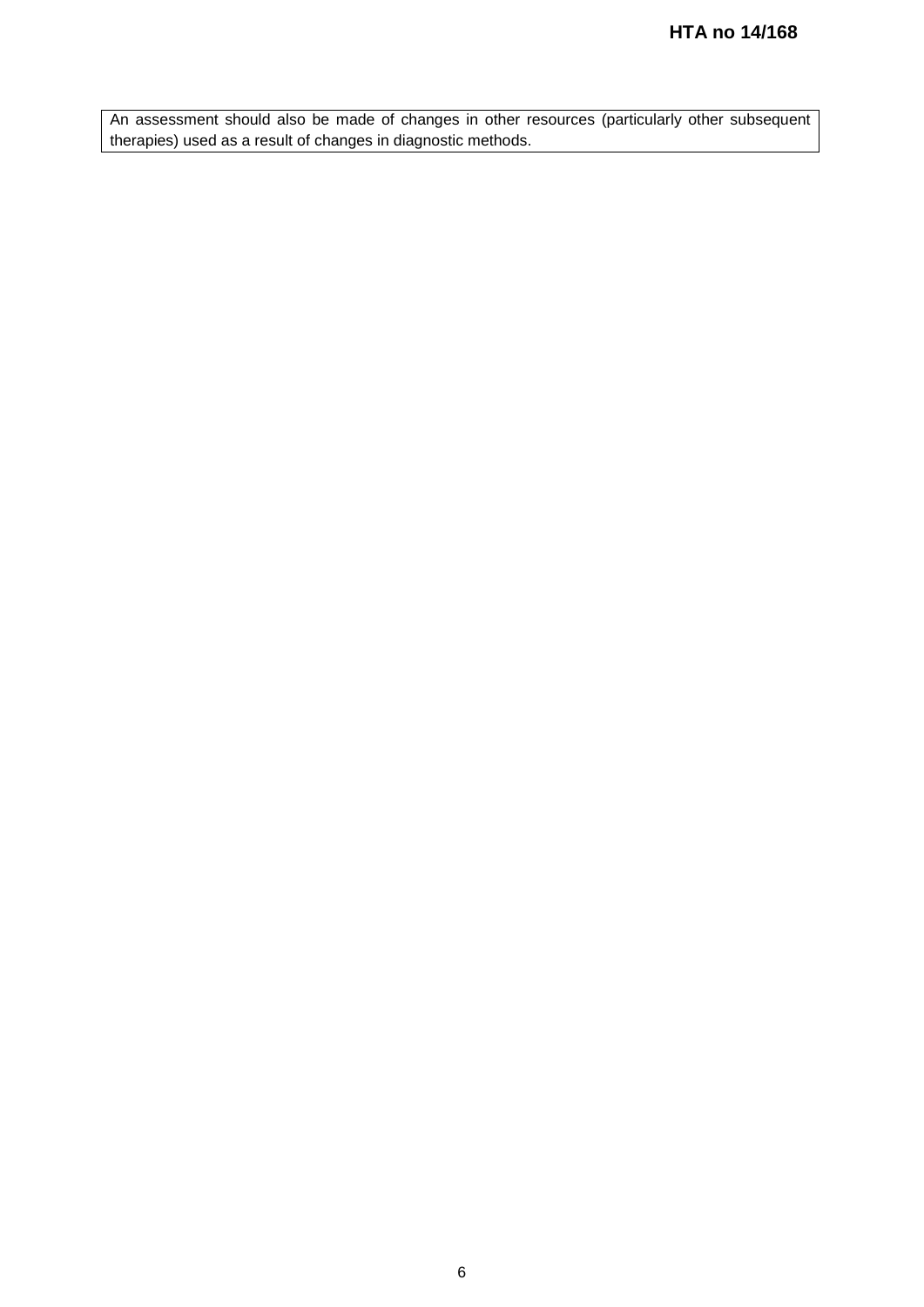An assessment should also be made of changes in other resources (particularly other subsequent therapies) used as a result of changes in diagnostic methods.